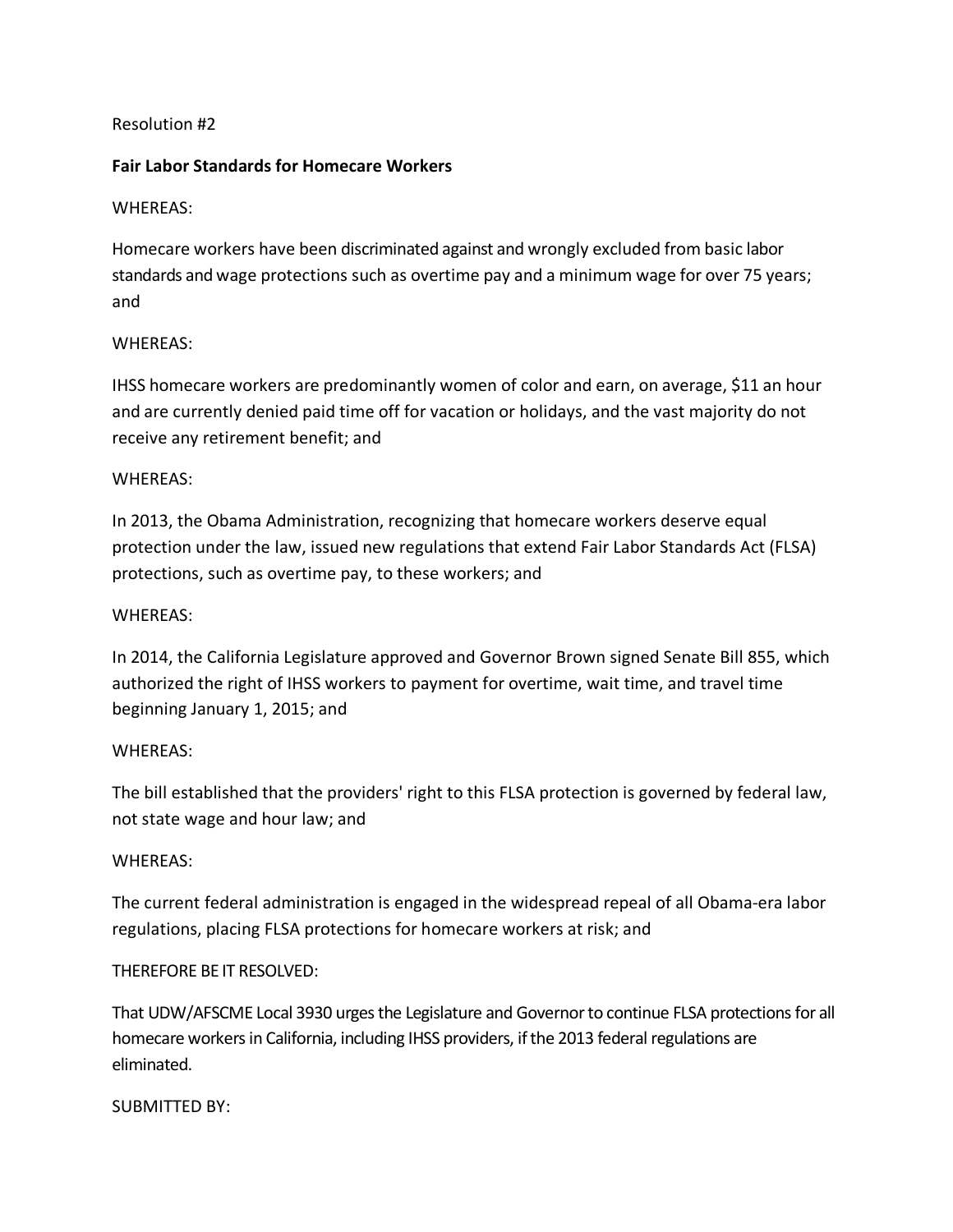Resolution #2

**Fair Labor Standards for Homecare Workers**

WHEREAS:

Homecare workers have been discriminated against and wrongly excluded from basic labor standards and wage protections such as overtime pay and a minimum wage for over 75 years; and

WHEREAS:

IHSS homecare workers are predominantly women of color and earn, on average, $11 an hour and are currently denied paid time off for vacation or holidays, and the vast majority do not receive any retirement benefit; and

WHEREAS:

In 2013, the Obama Administration, recognizing that homecare workers deserve equal protection under the law, issued new regulations that extend Fair Labor Standards Act (FLSA) protections, such as overtime pay, to these workers; and

WHEREAS:

In 2014, the California Legislature approved and Governor Brown signed Senate Bill 855, which authorized the right of IHSS workers to payment for overtime, wait time, and travel time beginning January 1, 2015; and

WHEREAS:

The bill established that the providers' right to this FLSA protection is governed by federal law, not state wage and hour law; and

WHEREAS:

The current federal administration is engaged in the widespread repeal of all Obama-era labor regulations, placing FLSA protections for homecare workers at risk; and

THEREFORE BE IT RESOLVED:

That UDW/AFSCME Local 3930 urges the Legislature and Governor to continue FLSA protections for all homecare workers in California, including IHSS providers, if the 2013 federal regulations are eliminated.

SUBMITTED BY: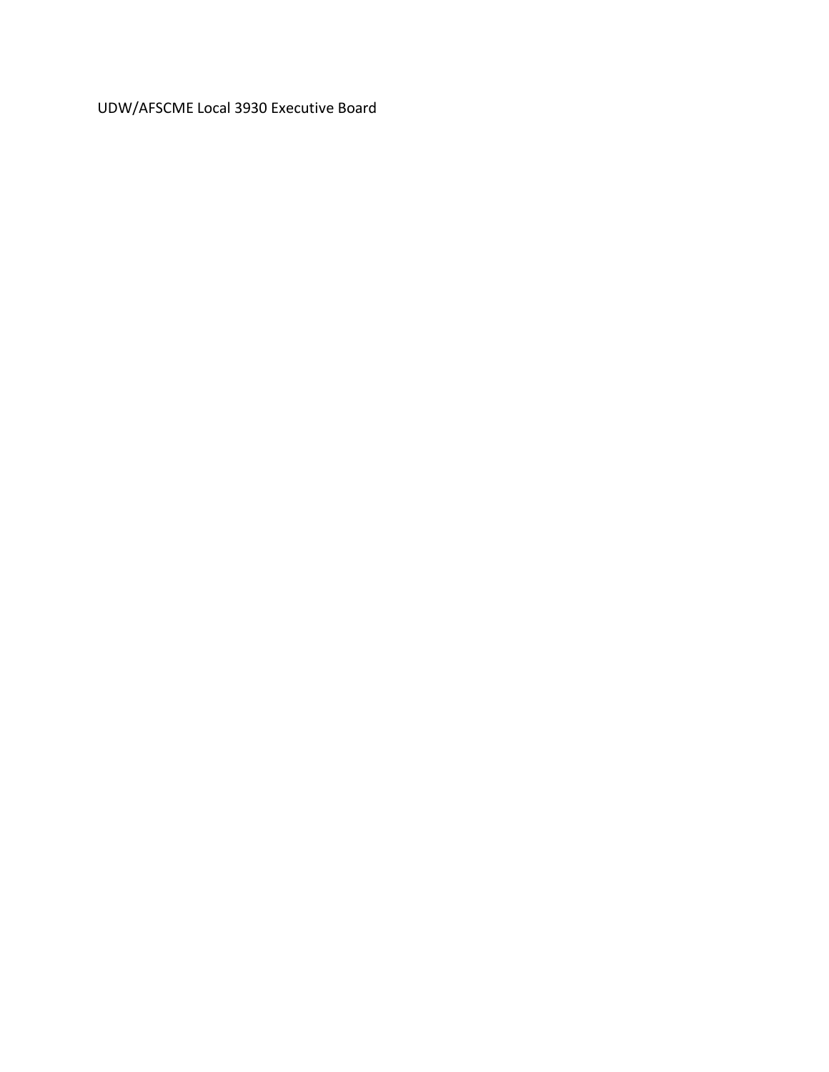UDW/AFSCME Local 3930 Executive Board